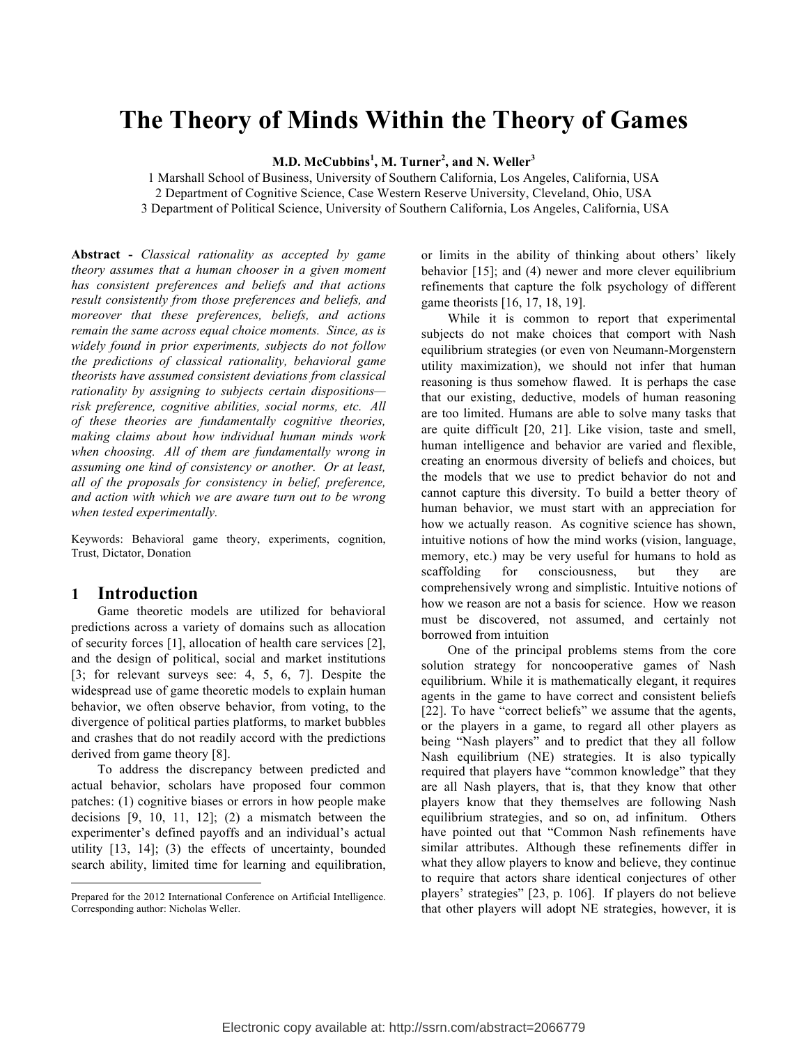# The Theory of Minds Within the Theory of Games

**M.D. McCubbins[1], M. Turner[2], and N. Weller[3]**

1 Marshall School of Business, University of Southern California, Los Angeles, California, USA
2 Department of Cognitive Science, Case Western Reserve University, Cleveland, Ohio, USA
3 Department of Political Science, University of Southern California, Los Angeles, California, USA

**Abstract -** *Classical rationality as accepted by game theory assumes that a human chooser in a given moment has consistent preferences and beliefs and that actions result consistently from those preferences and beliefs, and moreover that these preferences, beliefs, and actions remain the same across equal choice moments. Since, as is widely found in prior experiments, subjects do not follow the predictions of classical rationality, behavioral game theorists have assumed consistent deviations from classical rationality by assigning to subjects certain dispositions—risk preference, cognitive abilities, social norms, etc. All of these theories are fundamentally cognitive theories, making claims about how individual human minds work when choosing. All of them are fundamentally wrong in assuming one kind of consistency or another. Or at least, all of the proposals for consistency in belief, preference, and action with which we are aware turn out to be wrong when tested experimentally.*

Keywords: Behavioral game theory, experiments, cognition, Trust, Dictator, Donation

## 1 Introduction

Game theoretic models are utilized for behavioral predictions across a variety of domains such as allocation of security forces [1], allocation of health care services [2], and the design of political, social and market institutions [3; for relevant surveys see: 4, 5, 6, 7]. Despite the widespread use of game theoretic models to explain human behavior, we often observe behavior, from voting, to the divergence of political parties platforms, to market bubbles and crashes that do not readily accord with the predictions derived from game theory [8].

To address the discrepancy between predicted and actual behavior, scholars have proposed four common patches: (1) cognitive biases or errors in how people make decisions [9, 10, 11, 12]; (2) a mismatch between the experimenter's defined payoffs and an individual's actual utility [13, 14]; (3) the effects of uncertainty, bounded search ability, limited time for learning and equilibration, or limits in the ability of thinking about others' likely behavior [15]; and (4) newer and more clever equilibrium refinements that capture the folk psychology of different game theorists [16, 17, 18, 19].

While it is common to report that experimental subjects do not make choices that comport with Nash equilibrium strategies (or even von Neumann-Morgenstern utility maximization), we should not infer that human reasoning is thus somehow flawed. It is perhaps the case that our existing, deductive, models of human reasoning are too limited. Humans are able to solve many tasks that are quite difficult [20, 21]. Like vision, taste and smell, human intelligence and behavior are varied and flexible, creating an enormous diversity of beliefs and choices, but the models that we use to predict behavior do not and cannot capture this diversity. To build a better theory of human behavior, we must start with an appreciation for how we actually reason. As cognitive science has shown, intuitive notions of how the mind works (vision, language, memory, etc.) may be very useful for humans to hold as scaffolding for consciousness, but they are comprehensively wrong and simplistic. Intuitive notions of how we reason are not a basis for science. How we reason must be discovered, not assumed, and certainly not borrowed from intuition

One of the principal problems stems from the core solution strategy for noncooperative games of Nash equilibrium. While it is mathematically elegant, it requires agents in the game to have correct and consistent beliefs [22]. To have "correct beliefs" we assume that the agents, or the players in a game, to regard all other players as being "Nash players" and to predict that they all follow Nash equilibrium (NE) strategies. It is also typically required that players have "common knowledge" that they are all Nash players, that is, that they know that other players know that they themselves are following Nash equilibrium strategies, and so on, ad infinitum. Others have pointed out that "Common Nash refinements have similar attributes. Although these refinements differ in what they allow players to know and believe, they continue to require that actors share identical conjectures of other players' strategies" [23, p. 106]. If players do not believe that other players will adopt NE strategies, however, it is

Prepared for the 2012 International Conference on Artificial Intelligence. Corresponding author: Nicholas Weller.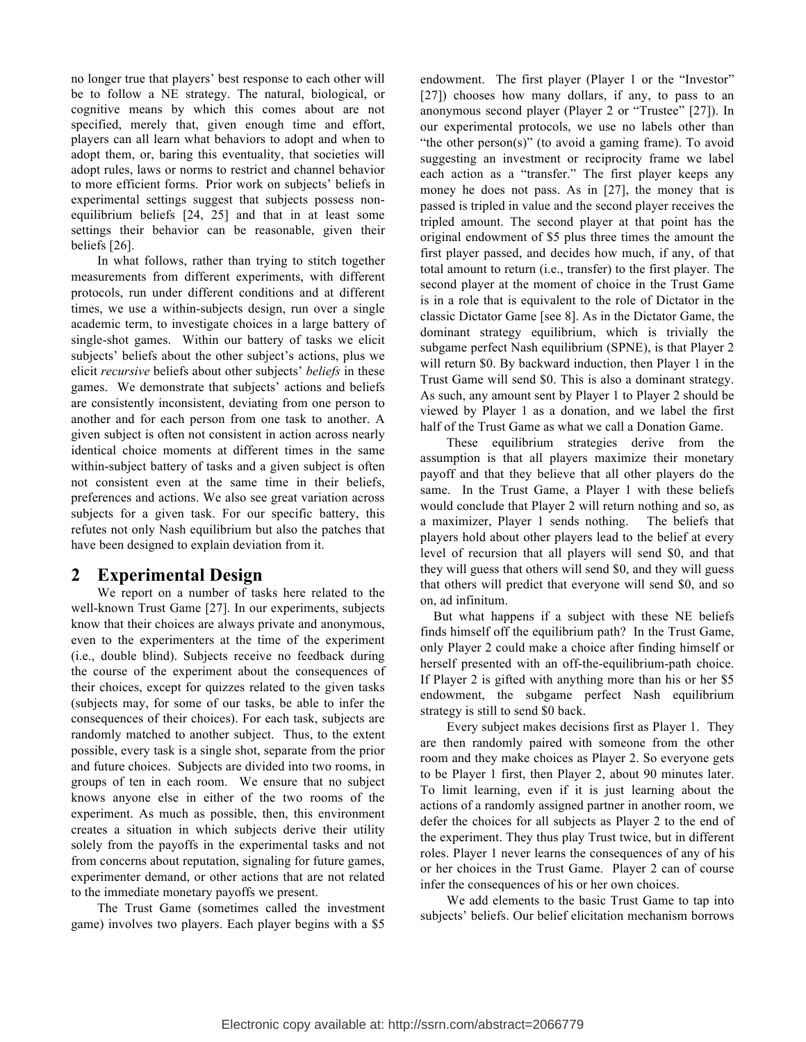no longer true that players' best response to each other will be to follow a NE strategy. The natural, biological, or cognitive means by which this comes about are not specified, merely that, given enough time and effort, players can all learn what behaviors to adopt and when to adopt them, or, baring this eventuality, that societies will adopt rules, laws or norms to restrict and channel behavior to more efficient forms. Prior work on subjects' beliefs in experimental settings suggest that subjects possess non-equilibrium beliefs [24, 25] and that in at least some settings their behavior can be reasonable, given their beliefs [26].

In what follows, rather than trying to stitch together measurements from different experiments, with different protocols, run under different conditions and at different times, we use a within-subjects design, run over a single academic term, to investigate choices in a large battery of single-shot games. Within our battery of tasks we elicit subjects' beliefs about the other subject's actions, plus we elicit *recursive* beliefs about other subjects' *beliefs* in these games. We demonstrate that subjects' actions and beliefs are consistently inconsistent, deviating from one person to another and for each person from one task to another. A given subject is often not consistent in action across nearly identical choice moments at different times in the same within-subject battery of tasks and a given subject is often not consistent even at the same time in their beliefs, preferences and actions. We also see great variation across subjects for a given task. For our specific battery, this refutes not only Nash equilibrium but also the patches that have been designed to explain deviation from it.

## 2 Experimental Design

We report on a number of tasks here related to the well-known Trust Game [27]. In our experiments, subjects know that their choices are always private and anonymous, even to the experimenters at the time of the experiment (i.e., double blind). Subjects receive no feedback during the course of the experiment about the consequences of their choices, except for quizzes related to the given tasks (subjects may, for some of our tasks, be able to infer the consequences of their choices). For each task, subjects are randomly matched to another subject. Thus, to the extent possible, every task is a single shot, separate from the prior and future choices. Subjects are divided into two rooms, in groups of ten in each room. We ensure that no subject knows anyone else in either of the two rooms of the experiment. As much as possible, then, this environment creates a situation in which subjects derive their utility solely from the payoffs in the experimental tasks and not from concerns about reputation, signaling for future games, experimenter demand, or other actions that are not related to the immediate monetary payoffs we present.

The Trust Game (sometimes called the investment game) involves two players. Each player begins with a $5 endowment. The first player (Player 1 or the "Investor" [27]) chooses how many dollars, if any, to pass to an anonymous second player (Player 2 or "Trustee" [27]). In our experimental protocols, we use no labels other than "the other person(s)" (to avoid a gaming frame). To avoid suggesting an investment or reciprocity frame we label each action as a "transfer." The first player keeps any money he does not pass. As in [27], the money that is passed is tripled in value and the second player receives the tripled amount. The second player at that point has the original endowment of $5 plus three times the amount the first player passed, and decides how much, if any, of that total amount to return (i.e., transfer) to the first player. The second player at the moment of choice in the Trust Game is in a role that is equivalent to the role of Dictator in the classic Dictator Game [see 8]. As in the Dictator Game, the dominant strategy equilibrium, which is trivially the subgame perfect Nash equilibrium (SPNE), is that Player 2 will return $0. By backward induction, then Player 1 in the Trust Game will send $0. This is also a dominant strategy. As such, any amount sent by Player 1 to Player 2 should be viewed by Player 1 as a donation, and we label the first half of the Trust Game as what we call a Donation Game.

These equilibrium strategies derive from the assumption is that all players maximize their monetary payoff and that they believe that all other players do the same. In the Trust Game, a Player 1 with these beliefs would conclude that Player 2 will return nothing and so, as a maximizer, Player 1 sends nothing. The beliefs that players hold about other players lead to the belief at every level of recursion that all players will send $0, and that they will guess that others will send $0, and they will guess that others will predict that everyone will send $0, and so on, ad infinitum.

But what happens if a subject with these NE beliefs finds himself off the equilibrium path? In the Trust Game, only Player 2 could make a choice after finding himself or herself presented with an off-the-equilibrium-path choice. If Player 2 is gifted with anything more than his or her $5 endowment, the subgame perfect Nash equilibrium strategy is still to send $0 back.

Every subject makes decisions first as Player 1. They are then randomly paired with someone from the other room and they make choices as Player 2. So everyone gets to be Player 1 first, then Player 2, about 90 minutes later. To limit learning, even if it is just learning about the actions of a randomly assigned partner in another room, we defer the choices for all subjects as Player 2 to the end of the experiment. They thus play Trust twice, but in different roles. Player 1 never learns the consequences of any of his or her choices in the Trust Game. Player 2 can of course infer the consequences of his or her own choices.

We add elements to the basic Trust Game to tap into subjects' beliefs. Our belief elicitation mechanism borrows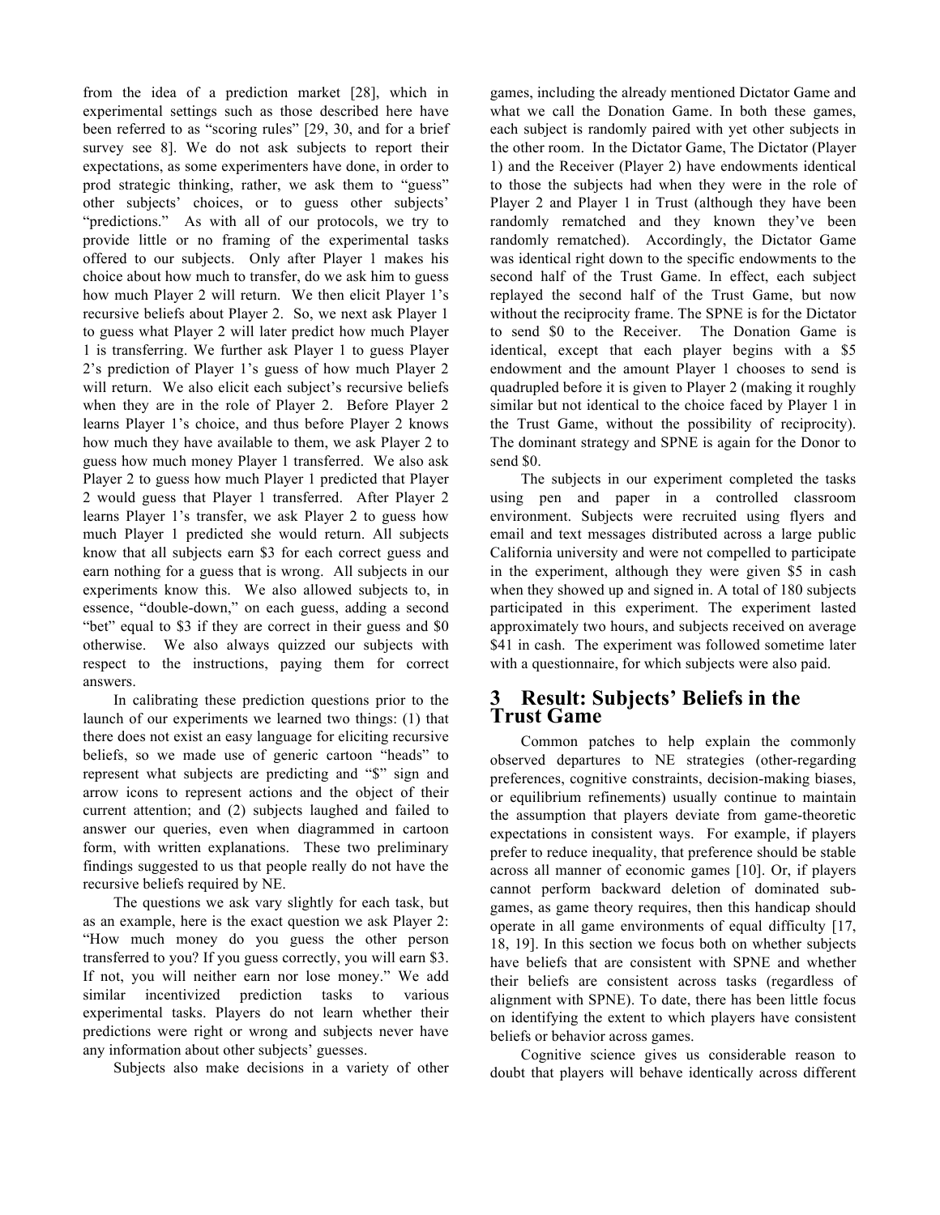from the idea of a prediction market [28], which in experimental settings such as those described here have been referred to as "scoring rules" [29, 30, and for a brief survey see 8]. We do not ask subjects to report their expectations, as some experimenters have done, in order to prod strategic thinking, rather, we ask them to "guess" other subjects' choices, or to guess other subjects' "predictions." As with all of our protocols, we try to provide little or no framing of the experimental tasks offered to our subjects. Only after Player 1 makes his choice about how much to transfer, do we ask him to guess how much Player 2 will return. We then elicit Player 1's recursive beliefs about Player 2. So, we next ask Player 1 to guess what Player 2 will later predict how much Player 1 is transferring. We further ask Player 1 to guess Player 2's prediction of Player 1's guess of how much Player 2 will return. We also elicit each subject's recursive beliefs when they are in the role of Player 2. Before Player 2 learns Player 1's choice, and thus before Player 2 knows how much they have available to them, we ask Player 2 to guess how much money Player 1 transferred. We also ask Player 2 to guess how much Player 1 predicted that Player 2 would guess that Player 1 transferred. After Player 2 learns Player 1's transfer, we ask Player 2 to guess how much Player 1 predicted she would return. All subjects know that all subjects earn $3 for each correct guess and earn nothing for a guess that is wrong. All subjects in our experiments know this. We also allowed subjects to, in essence, "double-down," on each guess, adding a second "bet" equal to $3 if they are correct in their guess and $0 otherwise. We also always quizzed our subjects with respect to the instructions, paying them for correct answers.

In calibrating these prediction questions prior to the launch of our experiments we learned two things: (1) that there does not exist an easy language for eliciting recursive beliefs, so we made use of generic cartoon "heads" to represent what subjects are predicting and "$" sign and arrow icons to represent actions and the object of their current attention; and (2) subjects laughed and failed to answer our queries, even when diagrammed in cartoon form, with written explanations. These two preliminary findings suggested to us that people really do not have the recursive beliefs required by NE.

The questions we ask vary slightly for each task, but as an example, here is the exact question we ask Player 2: "How much money do you guess the other person transferred to you? If you guess correctly, you will earn $3. If not, you will neither earn nor lose money." We add similar incentivized prediction tasks to various experimental tasks. Players do not learn whether their predictions were right or wrong and subjects never have any information about other subjects' guesses.

Subjects also make decisions in a variety of other games, including the already mentioned Dictator Game and what we call the Donation Game. In both these games, each subject is randomly paired with yet other subjects in the other room. In the Dictator Game, The Dictator (Player 1) and the Receiver (Player 2) have endowments identical to those the subjects had when they were in the role of Player 2 and Player 1 in Trust (although they have been randomly rematched and they known they've been randomly rematched). Accordingly, the Dictator Game was identical right down to the specific endowments to the second half of the Trust Game. In effect, each subject replayed the second half of the Trust Game, but now without the reciprocity frame. The SPNE is for the Dictator to send $0 to the Receiver. The Donation Game is identical, except that each player begins with a $5 endowment and the amount Player 1 chooses to send is quadrupled before it is given to Player 2 (making it roughly similar but not identical to the choice faced by Player 1 in the Trust Game, without the possibility of reciprocity). The dominant strategy and SPNE is again for the Donor to send $0.

The subjects in our experiment completed the tasks using pen and paper in a controlled classroom environment. Subjects were recruited using flyers and email and text messages distributed across a large public California university and were not compelled to participate in the experiment, although they were given $5 in cash when they showed up and signed in. A total of 180 subjects participated in this experiment. The experiment lasted approximately two hours, and subjects received on average $41 in cash. The experiment was followed sometime later with a questionnaire, for which subjects were also paid.

# 3 Result: Subjects' Beliefs in the Trust Game

Common patches to help explain the commonly observed departures to NE strategies (other-regarding preferences, cognitive constraints, decision-making biases, or equilibrium refinements) usually continue to maintain the assumption that players deviate from game-theoretic expectations in consistent ways. For example, if players prefer to reduce inequality, that preference should be stable across all manner of economic games [10]. Or, if players cannot perform backward deletion of dominated sub-games, as game theory requires, then this handicap should operate in all game environments of equal difficulty [17, 18, 19]. In this section we focus both on whether subjects have beliefs that are consistent with SPNE and whether their beliefs are consistent across tasks (regardless of alignment with SPNE). To date, there has been little focus on identifying the extent to which players have consistent beliefs or behavior across games.

Cognitive science gives us considerable reason to doubt that players will behave identically across different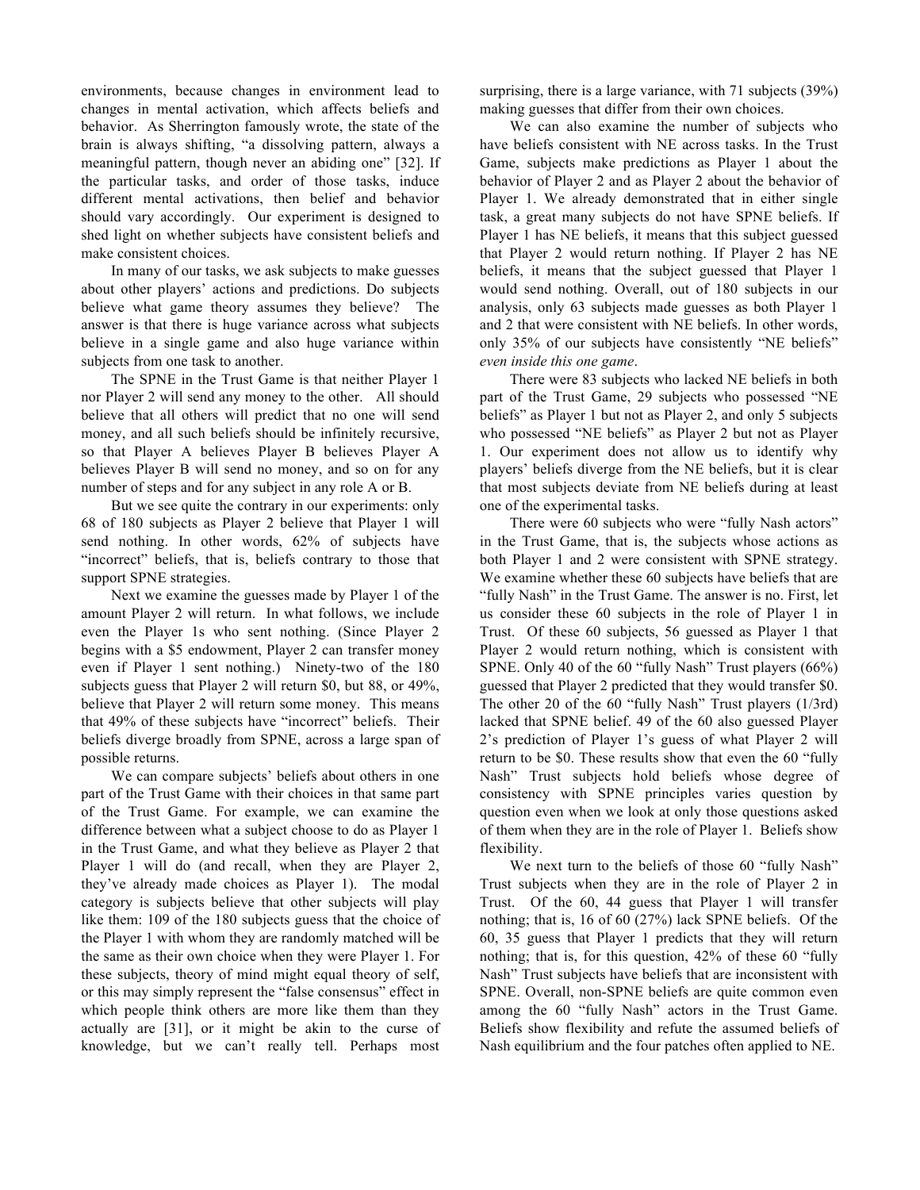environments, because changes in environment lead to changes in mental activation, which affects beliefs and behavior. As Sherrington famously wrote, the state of the brain is always shifting, "a dissolving pattern, always a meaningful pattern, though never an abiding one" [32]. If the particular tasks, and order of those tasks, induce different mental activations, then belief and behavior should vary accordingly. Our experiment is designed to shed light on whether subjects have consistent beliefs and make consistent choices.

In many of our tasks, we ask subjects to make guesses about other players' actions and predictions. Do subjects believe what game theory assumes they believe? The answer is that there is huge variance across what subjects believe in a single game and also huge variance within subjects from one task to another.

The SPNE in the Trust Game is that neither Player 1 nor Player 2 will send any money to the other. All should believe that all others will predict that no one will send money, and all such beliefs should be infinitely recursive, so that Player A believes Player B believes Player A believes Player B will send no money, and so on for any number of steps and for any subject in any role A or B.

But we see quite the contrary in our experiments: only 68 of 180 subjects as Player 2 believe that Player 1 will send nothing. In other words, 62% of subjects have "incorrect" beliefs, that is, beliefs contrary to those that support SPNE strategies.

Next we examine the guesses made by Player 1 of the amount Player 2 will return. In what follows, we include even the Player 1s who sent nothing. (Since Player 2 begins with a $5 endowment, Player 2 can transfer money even if Player 1 sent nothing.) Ninety-two of the 180 subjects guess that Player 2 will return $0, but 88, or 49%, believe that Player 2 will return some money. This means that 49% of these subjects have "incorrect" beliefs. Their beliefs diverge broadly from SPNE, across a large span of possible returns.

We can compare subjects' beliefs about others in one part of the Trust Game with their choices in that same part of the Trust Game. For example, we can examine the difference between what a subject choose to do as Player 1 in the Trust Game, and what they believe as Player 2 that Player 1 will do (and recall, when they are Player 2, they've already made choices as Player 1). The modal category is subjects believe that other subjects will play like them: 109 of the 180 subjects guess that the choice of the Player 1 with whom they are randomly matched will be the same as their own choice when they were Player 1. For these subjects, theory of mind might equal theory of self, or this may simply represent the "false consensus" effect in which people think others are more like them than they actually are [31], or it might be akin to the curse of knowledge, but we can't really tell. Perhaps most surprising, there is a large variance, with 71 subjects (39%) making guesses that differ from their own choices.

We can also examine the number of subjects who have beliefs consistent with NE across tasks. In the Trust Game, subjects make predictions as Player 1 about the behavior of Player 2 and as Player 2 about the behavior of Player 1. We already demonstrated that in either single task, a great many subjects do not have SPNE beliefs. If Player 1 has NE beliefs, it means that this subject guessed that Player 2 would return nothing. If Player 2 has NE beliefs, it means that the subject guessed that Player 1 would send nothing. Overall, out of 180 subjects in our analysis, only 63 subjects made guesses as both Player 1 and 2 that were consistent with NE beliefs. In other words, only 35% of our subjects have consistently "NE beliefs" *even inside this one game*.

There were 83 subjects who lacked NE beliefs in both part of the Trust Game, 29 subjects who possessed "NE beliefs" as Player 1 but not as Player 2, and only 5 subjects who possessed "NE beliefs" as Player 2 but not as Player 1. Our experiment does not allow us to identify why players' beliefs diverge from the NE beliefs, but it is clear that most subjects deviate from NE beliefs during at least one of the experimental tasks.

There were 60 subjects who were "fully Nash actors" in the Trust Game, that is, the subjects whose actions as both Player 1 and 2 were consistent with SPNE strategy. We examine whether these 60 subjects have beliefs that are "fully Nash" in the Trust Game. The answer is no. First, let us consider these 60 subjects in the role of Player 1 in Trust. Of these 60 subjects, 56 guessed as Player 1 that Player 2 would return nothing, which is consistent with SPNE. Only 40 of the 60 "fully Nash" Trust players (66%) guessed that Player 2 predicted that they would transfer $0. The other 20 of the 60 "fully Nash" Trust players (1/3rd) lacked that SPNE belief. 49 of the 60 also guessed Player 2's prediction of Player 1's guess of what Player 2 will return to be $0. These results show that even the 60 "fully Nash" Trust subjects hold beliefs whose degree of consistency with SPNE principles varies question by question even when we look at only those questions asked of them when they are in the role of Player 1. Beliefs show flexibility.

We next turn to the beliefs of those 60 "fully Nash" Trust subjects when they are in the role of Player 2 in Trust. Of the 60, 44 guess that Player 1 will transfer nothing; that is, 16 of 60 (27%) lack SPNE beliefs. Of the 60, 35 guess that Player 1 predicts that they will return nothing; that is, for this question, 42% of these 60 "fully Nash" Trust subjects have beliefs that are inconsistent with SPNE. Overall, non-SPNE beliefs are quite common even among the 60 "fully Nash" actors in the Trust Game. Beliefs show flexibility and refute the assumed beliefs of Nash equilibrium and the four patches often applied to NE.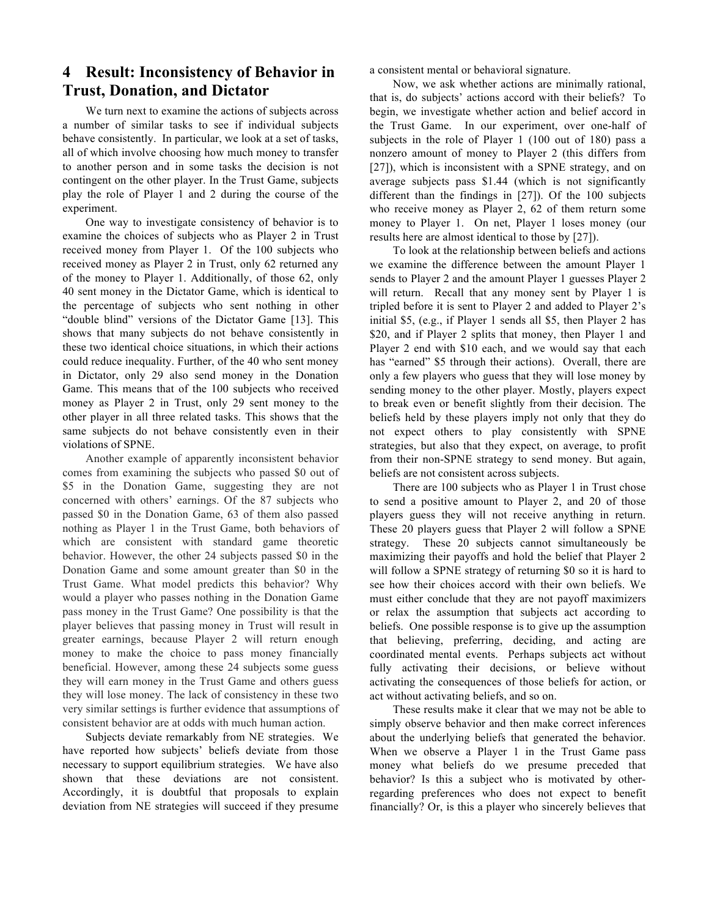## 4 Result: Inconsistency of Behavior in Trust, Donation, and Dictator

We turn next to examine the actions of subjects across a number of similar tasks to see if individual subjects behave consistently. In particular, we look at a set of tasks, all of which involve choosing how much money to transfer to another person and in some tasks the decision is not contingent on the other player. In the Trust Game, subjects play the role of Player 1 and 2 during the course of the experiment.

One way to investigate consistency of behavior is to examine the choices of subjects who as Player 2 in Trust received money from Player 1. Of the 100 subjects who received money as Player 2 in Trust, only 62 returned any of the money to Player 1. Additionally, of those 62, only 40 sent money in the Dictator Game, which is identical to the percentage of subjects who sent nothing in other "double blind" versions of the Dictator Game [13]. This shows that many subjects do not behave consistently in these two identical choice situations, in which their actions could reduce inequality. Further, of the 40 who sent money in Dictator, only 29 also send money in the Donation Game. This means that of the 100 subjects who received money as Player 2 in Trust, only 29 sent money to the other player in all three related tasks. This shows that the same subjects do not behave consistently even in their violations of SPNE.

Another example of apparently inconsistent behavior comes from examining the subjects who passed \$0 out of \$5 in the Donation Game, suggesting they are not concerned with others' earnings. Of the 87 subjects who passed \$0 in the Donation Game, 63 of them also passed nothing as Player 1 in the Trust Game, both behaviors of which are consistent with standard game theoretic behavior. However, the other 24 subjects passed \$0 in the Donation Game and some amount greater than \$0 in the Trust Game. What model predicts this behavior? Why would a player who passes nothing in the Donation Game pass money in the Trust Game? One possibility is that the player believes that passing money in Trust will result in greater earnings, because Player 2 will return enough money to make the choice to pass money financially beneficial. However, among these 24 subjects some guess they will earn money in the Trust Game and others guess they will lose money. The lack of consistency in these two very similar settings is further evidence that assumptions of consistent behavior are at odds with much human action.

Subjects deviate remarkably from NE strategies. We have reported how subjects' beliefs deviate from those necessary to support equilibrium strategies. We have also shown that these deviations are not consistent. Accordingly, it is doubtful that proposals to explain deviation from NE strategies will succeed if they presume a consistent mental or behavioral signature.

Now, we ask whether actions are minimally rational, that is, do subjects' actions accord with their beliefs? To begin, we investigate whether action and belief accord in the Trust Game. In our experiment, over one-half of subjects in the role of Player 1 (100 out of 180) pass a nonzero amount of money to Player 2 (this differs from [27]), which is inconsistent with a SPNE strategy, and on average subjects pass \$1.44 (which is not significantly different than the findings in [27]). Of the 100 subjects who receive money as Player 2, 62 of them return some money to Player 1. On net, Player 1 loses money (our results here are almost identical to those by [27]).

To look at the relationship between beliefs and actions we examine the difference between the amount Player 1 sends to Player 2 and the amount Player 1 guesses Player 2 will return. Recall that any money sent by Player 1 is tripled before it is sent to Player 2 and added to Player 2's initial \$5, (e.g., if Player 1 sends all \$5, then Player 2 has \$20, and if Player 2 splits that money, then Player 1 and Player 2 end with \$10 each, and we would say that each has "earned" \$5 through their actions). Overall, there are only a few players who guess that they will lose money by sending money to the other player. Mostly, players expect to break even or benefit slightly from their decision. The beliefs held by these players imply not only that they do not expect others to play consistently with SPNE strategies, but also that they expect, on average, to profit from their non-SPNE strategy to send money. But again, beliefs are not consistent across subjects.

There are 100 subjects who as Player 1 in Trust chose to send a positive amount to Player 2, and 20 of those players guess they will not receive anything in return. These 20 players guess that Player 2 will follow a SPNE strategy. These 20 subjects cannot simultaneously be maximizing their payoffs and hold the belief that Player 2 will follow a SPNE strategy of returning \$0 so it is hard to see how their choices accord with their own beliefs. We must either conclude that they are not payoff maximizers or relax the assumption that subjects act according to beliefs. One possible response is to give up the assumption that believing, preferring, deciding, and acting are coordinated mental events. Perhaps subjects act without fully activating their decisions, or believe without activating the consequences of those beliefs for action, or act without activating beliefs, and so on.

These results make it clear that we may not be able to simply observe behavior and then make correct inferences about the underlying beliefs that generated the behavior. When we observe a Player 1 in the Trust Game pass money what beliefs do we presume preceded that behavior? Is this a subject who is motivated by other-regarding preferences who does not expect to benefit financially? Or, is this a player who sincerely believes that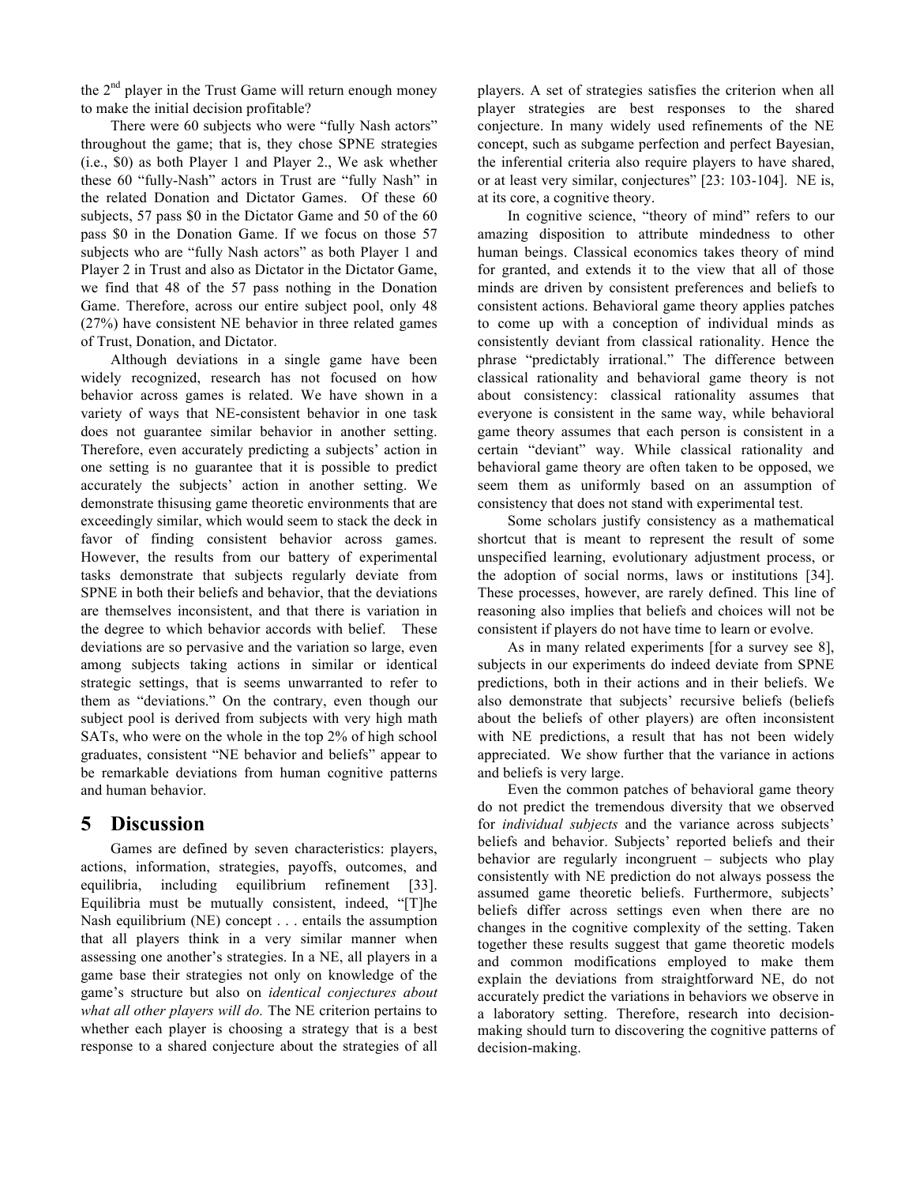the 2nd player in the Trust Game will return enough money to make the initial decision profitable?

There were 60 subjects who were "fully Nash actors" throughout the game; that is, they chose SPNE strategies (i.e., $0) as both Player 1 and Player 2., We ask whether these 60 "fully-Nash" actors in Trust are "fully Nash" in the related Donation and Dictator Games. Of these 60 subjects, 57 pass $0 in the Dictator Game and 50 of the 60 pass $0 in the Donation Game. If we focus on those 57 subjects who are "fully Nash actors" as both Player 1 and Player 2 in Trust and also as Dictator in the Dictator Game, we find that 48 of the 57 pass nothing in the Donation Game. Therefore, across our entire subject pool, only 48 (27%) have consistent NE behavior in three related games of Trust, Donation, and Dictator.

Although deviations in a single game have been widely recognized, research has not focused on how behavior across games is related. We have shown in a variety of ways that NE-consistent behavior in one task does not guarantee similar behavior in another setting. Therefore, even accurately predicting a subjects' action in one setting is no guarantee that it is possible to predict accurately the subjects' action in another setting. We demonstrate thisusing game theoretic environments that are exceedingly similar, which would seem to stack the deck in favor of finding consistent behavior across games. However, the results from our battery of experimental tasks demonstrate that subjects regularly deviate from SPNE in both their beliefs and behavior, that the deviations are themselves inconsistent, and that there is variation in the degree to which behavior accords with belief. These deviations are so pervasive and the variation so large, even among subjects taking actions in similar or identical strategic settings, that is seems unwarranted to refer to them as "deviations." On the contrary, even though our subject pool is derived from subjects with very high math SATs, who were on the whole in the top 2% of high school graduates, consistent "NE behavior and beliefs" appear to be remarkable deviations from human cognitive patterns and human behavior.

# 5 Discussion

Games are defined by seven characteristics: players, actions, information, strategies, payoffs, outcomes, and equilibria, including equilibrium refinement [33]. Equilibria must be mutually consistent, indeed, "[T]he Nash equilibrium (NE) concept . . . entails the assumption that all players think in a very similar manner when assessing one another's strategies. In a NE, all players in a game base their strategies not only on knowledge of the game's structure but also on *identical conjectures about what all other players will do.* The NE criterion pertains to whether each player is choosing a strategy that is a best response to a shared conjecture about the strategies of all players. A set of strategies satisfies the criterion when all player strategies are best responses to the shared conjecture. In many widely used refinements of the NE concept, such as subgame perfection and perfect Bayesian, the inferential criteria also require players to have shared, or at least very similar, conjectures" [23: 103-104]. NE is, at its core, a cognitive theory.

In cognitive science, "theory of mind" refers to our amazing disposition to attribute mindedness to other human beings. Classical economics takes theory of mind for granted, and extends it to the view that all of those minds are driven by consistent preferences and beliefs to consistent actions. Behavioral game theory applies patches to come up with a conception of individual minds as consistently deviant from classical rationality. Hence the phrase "predictably irrational." The difference between classical rationality and behavioral game theory is not about consistency: classical rationality assumes that everyone is consistent in the same way, while behavioral game theory assumes that each person is consistent in a certain "deviant" way. While classical rationality and behavioral game theory are often taken to be opposed, we seem them as uniformly based on an assumption of consistency that does not stand with experimental test.

Some scholars justify consistency as a mathematical shortcut that is meant to represent the result of some unspecified learning, evolutionary adjustment process, or the adoption of social norms, laws or institutions [34]. These processes, however, are rarely defined. This line of reasoning also implies that beliefs and choices will not be consistent if players do not have time to learn or evolve.

As in many related experiments [for a survey see 8], subjects in our experiments do indeed deviate from SPNE predictions, both in their actions and in their beliefs. We also demonstrate that subjects' recursive beliefs (beliefs about the beliefs of other players) are often inconsistent with NE predictions, a result that has not been widely appreciated. We show further that the variance in actions and beliefs is very large.

Even the common patches of behavioral game theory do not predict the tremendous diversity that we observed for *individual subjects* and the variance across subjects' beliefs and behavior. Subjects' reported beliefs and their behavior are regularly incongruent – subjects who play consistently with NE prediction do not always possess the assumed game theoretic beliefs. Furthermore, subjects' beliefs differ across settings even when there are no changes in the cognitive complexity of the setting. Taken together these results suggest that game theoretic models and common modifications employed to make them explain the deviations from straightforward NE, do not accurately predict the variations in behaviors we observe in a laboratory setting. Therefore, research into decision-making should turn to discovering the cognitive patterns of decision-making.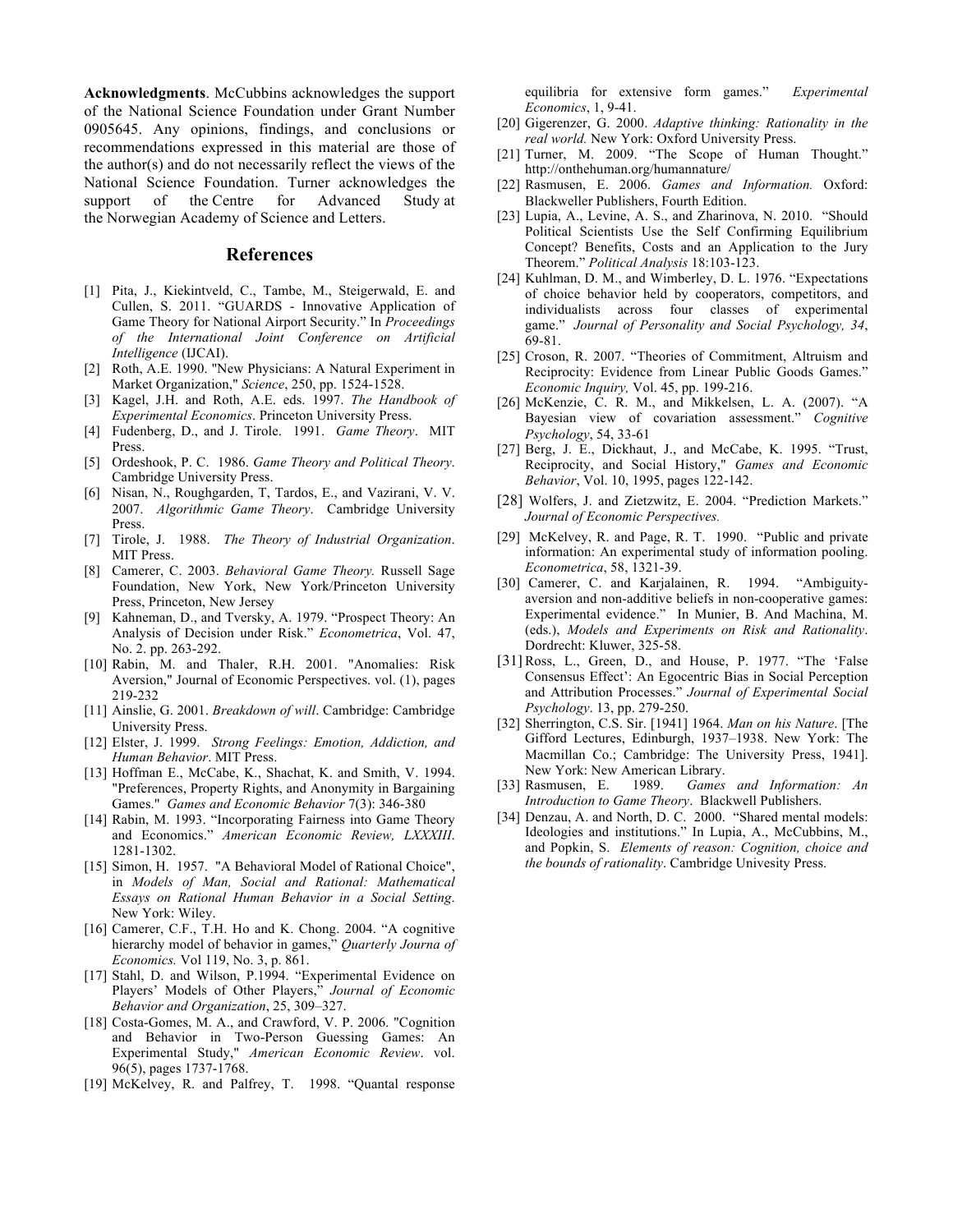**Acknowledgments**. McCubbins acknowledges the support of the National Science Foundation under Grant Number 0905645. Any opinions, findings, and conclusions or recommendations expressed in this material are those of the author(s) and do not necessarily reflect the views of the National Science Foundation. Turner acknowledges the support of the Centre for Advanced Study at the Norwegian Academy of Science and Letters.

## References

[1] Pita, J., Kiekintveld, C., Tambe, M., Steigerwald, E. and Cullen, S. 2011. "GUARDS - Innovative Application of Game Theory for National Airport Security." In *Proceedings of the International Joint Conference on Artificial Intelligence* (IJCAI).

[2] Roth, A.E. 1990. "New Physicians: A Natural Experiment in Market Organization," *Science*, 250, pp. 1524-1528.

[3] Kagel, J.H. and Roth, A.E. eds. 1997. *The Handbook of Experimental Economics*. Princeton University Press.

[4] Fudenberg, D., and J. Tirole. 1991. *Game Theory*. MIT Press.

[5] Ordeshook, P. C. 1986. *Game Theory and Political Theory*. Cambridge University Press.

[6] Nisan, N., Roughgarden, T, Tardos, E., and Vazirani, V. V. 2007. *Algorithmic Game Theory*. Cambridge University Press.

[7] Tirole, J. 1988. *The Theory of Industrial Organization*. MIT Press.

[8] Camerer, C. 2003. *Behavioral Game Theory.* Russell Sage Foundation, New York, New York/Princeton University Press, Princeton, New Jersey

[9] Kahneman, D., and Tversky, A. 1979. "Prospect Theory: An Analysis of Decision under Risk." *Econometrica*, Vol. 47, No. 2. pp. 263-292.

[10] Rabin, M. and Thaler, R.H. 2001. "Anomalies: Risk Aversion," Journal of Economic Perspectives. vol. (1), pages 219-232

[11] Ainslie, G. 2001. *Breakdown of will*. Cambridge: Cambridge University Press.

[12] Elster, J. 1999. *Strong Feelings: Emotion, Addiction, and Human Behavior*. MIT Press.

[13] Hoffman E., McCabe, K., Shachat, K. and Smith, V. 1994. "Preferences, Property Rights, and Anonymity in Bargaining Games." *Games and Economic Behavior* 7(3): 346-380

[14] Rabin, M. 1993. "Incorporating Fairness into Game Theory and Economics." *American Economic Review, LXXXIII*. 1281-1302.

[15] Simon, H. 1957. "A Behavioral Model of Rational Choice", in *Models of Man, Social and Rational: Mathematical Essays on Rational Human Behavior in a Social Setting*. New York: Wiley.

[16] Camerer, C.F., T.H. Ho and K. Chong. 2004. "A cognitive hierarchy model of behavior in games," *Quarterly Journa of Economics.* Vol 119, No. 3, p. 861.

[17] Stahl, D. and Wilson, P.1994. "Experimental Evidence on Players' Models of Other Players," *Journal of Economic Behavior and Organization*, 25, 309–327.

[18] Costa-Gomes, M. A., and Crawford, V. P. 2006. "Cognition and Behavior in Two-Person Guessing Games: An Experimental Study," *American Economic Review*. vol. 96(5), pages 1737-1768.

[19] McKelvey, R. and Palfrey, T. 1998. "Quantal response equilibria for extensive form games." *Experimental Economics*, 1, 9-41.

[20] Gigerenzer, G. 2000. *Adaptive thinking: Rationality in the real world.* New York: Oxford University Press.

[21] Turner, M. 2009. "The Scope of Human Thought." http://onthehuman.org/humannature/

[22] Rasmusen, E. 2006. *Games and Information.* Oxford: Blackweller Publishers, Fourth Edition.

[23] Lupia, A., Levine, A. S., and Zharinova, N. 2010. "Should Political Scientists Use the Self Confirming Equilibrium Concept? Benefits, Costs and an Application to the Jury Theorem." *Political Analysis* 18:103-123.

[24] Kuhlman, D. M., and Wimberley, D. L. 1976. "Expectations of choice behavior held by cooperators, competitors, and individualists across four classes of experimental game." *Journal of Personality and Social Psychology, 34*, 69-81.

[25] Croson, R. 2007. "Theories of Commitment, Altruism and Reciprocity: Evidence from Linear Public Goods Games." *Economic Inquiry,* Vol. 45, pp. 199-216.

[26] McKenzie, C. R. M., and Mikkelsen, L. A. (2007). "A Bayesian view of covariation assessment." *Cognitive Psychology*, 54, 33-61

[27] Berg, J. E., Dickhaut, J., and McCabe, K. 1995. "Trust, Reciprocity, and Social History," *Games and Economic Behavior*, Vol. 10, 1995, pages 122-142.

[28] Wolfers, J. and Zietzwitz, E. 2004. "Prediction Markets." *Journal of Economic Perspectives.*

[29] McKelvey, R. and Page, R. T. 1990. "Public and private information: An experimental study of information pooling. *Econometrica*, 58, 1321-39.

[30] Camerer, C. and Karjalainen, R. 1994. "Ambiguity-aversion and non-additive beliefs in non-cooperative games: Experimental evidence." In Munier, B. And Machina, M. (eds.), *Models and Experiments on Risk and Rationality*. Dordrecht: Kluwer, 325-58.

[31] Ross, L., Green, D., and House, P. 1977. "The 'False Consensus Effect': An Egocentric Bias in Social Perception and Attribution Processes." *Journal of Experimental Social Psychology*. 13, pp. 279-250.

[32] Sherrington, C.S. Sir. [1941] 1964. *Man on his Nature*. [The Gifford Lectures, Edinburgh, 1937–1938. New York: The Macmillan Co.; Cambridge: The University Press, 1941]. New York: New American Library.

[33] Rasmusen, E. 1989. *Games and Information: An Introduction to Game Theory*. Blackwell Publishers.

[34] Denzau, A. and North, D. C. 2000. "Shared mental models: Ideologies and institutions." In Lupia, A., McCubbins, M., and Popkin, S. *Elements of reason: Cognition, choice and the bounds of rationality*. Cambridge Univesity Press.